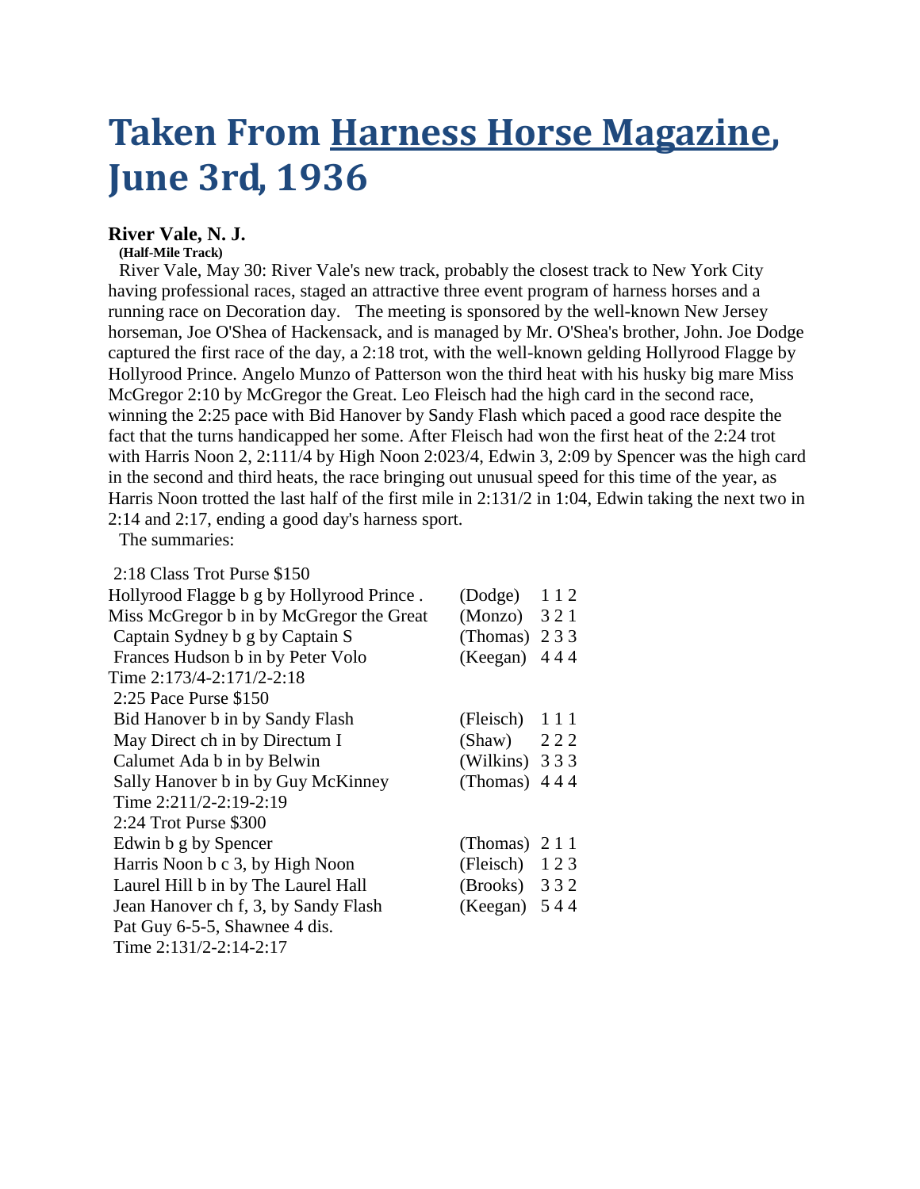# Taken From Harness Horse Magazine, June 3rd, 1936

### River Vale, N. J.

**(Half-Mile Track)**

River Vale, May 30: River Vale's new track, probably the closest track to New York City having professional races, staged an attractive three event program of harness horses and a running race on Decoration day. The meeting is sponsored by the well-known New Jersey horseman, Joe O'Shea of Hackensack, and is managed by Mr. O'Shea's brother, John. Joe Dodge captured the first race of the day, a 2:18 trot, with the well-known gelding Hollyrood Flagge by Hollyrood Prince. Angelo Munzo of Patterson won the third heat with his husky big mare Miss McGregor 2:10 by McGregor the Great. Leo Fleisch had the high card in the second race, winning the 2:25 pace with Bid Hanover by Sandy Flash which paced a good race despite the fact that the turns handicapped her some. After Fleisch had won the first heat of the 2:24 trot with Harris Noon 2, 2:111/4 by High Noon 2:023/4, Edwin 3, 2:09 by Spencer was the high card in the second and third heats, the race bringing out unusual speed for this time of the year, as Harris Noon trotted the last half of the first mile in 2:131/2 in 1:04, Edwin taking the next two in 2:14 and 2:17, ending a good day's harness sport.

The summaries:

| | | |
|---|---|---|
| 2:18 Class Trot Purse $150 | | |
| Hollyrood Flagge b g by Hollyrood Prince . | (Dodge) | 1 1 2 |
| Miss McGregor b in by McGregor the Great | (Monzo) | 3 2 1 |
| Captain Sydney b g by Captain S | (Thomas) | 2 3 3 |
| Frances Hudson b in by Peter Volo | (Keegan) | 4 4 4 |
| Time 2:173/4-2:171/2-2:18 | | |
| 2:25 Pace Purse $150 | | |
| Bid Hanover b in by Sandy Flash | (Fleisch) | 1 1 1 |
| May Direct ch in by Directum I | (Shaw) | 2 2 2 |
| Calumet Ada b in by Belwin | (Wilkins) | 3 3 3 |
| Sally Hanover b in by Guy McKinney | (Thomas) | 4 4 4 |
| Time 2:211/2-2:19-2:19 | | |
| 2:24 Trot Purse $300 | | |
| Edwin b g by Spencer | (Thomas) | 2 1 1 |
| Harris Noon b c 3, by High Noon | (Fleisch) | 1 2 3 |
| Laurel Hill b in by The Laurel Hall | (Brooks) | 3 3 2 |
| Jean Hanover ch f, 3, by Sandy Flash | (Keegan) | 5 4 4 |
| Pat Guy 6-5-5, Shawnee 4 dis. | | |
| Time 2:131/2-2:14-2:17 | | |